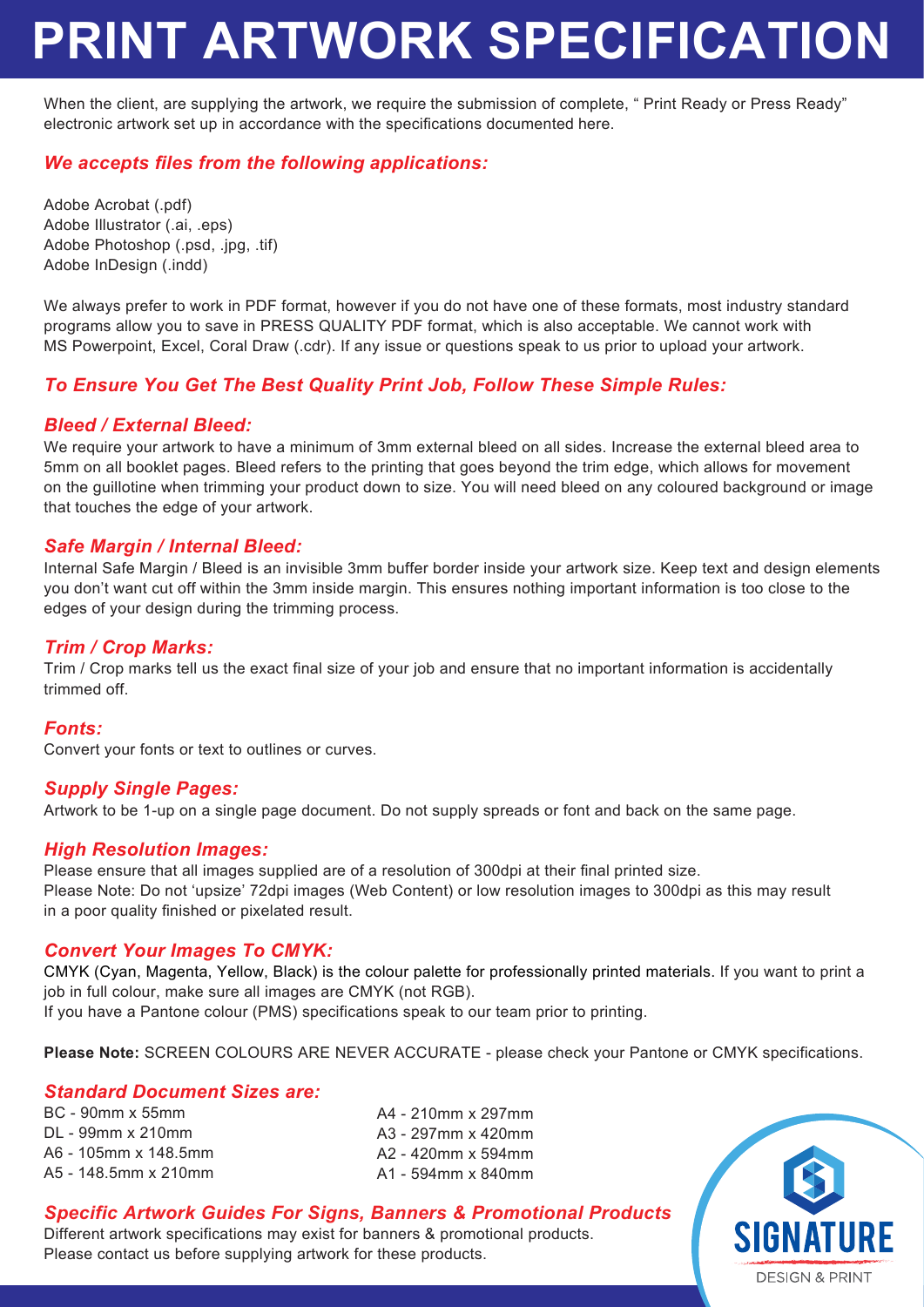# PRINT ARTWORK SPECIFICATION

When the client, are supplying the artwork, we require the submission of complete, " Print Ready or Press Ready" electronic artwork set up in accordance with the specifications documented here.

### *We accepts files from the following applications:*

Adobe Acrobat (.pdf)
Adobe Illustrator (.ai, .eps)
Adobe Photoshop (.psd, .jpg, .tif)
Adobe InDesign (.indd)

We always prefer to work in PDF format, however if you do not have one of these formats, most industry standard programs allow you to save in PRESS QUALITY PDF format, which is also acceptable. We cannot work with MS Powerpoint, Excel, Coral Draw (.cdr). If any issue or questions speak to us prior to upload your artwork.

### *To Ensure You Get The Best Quality Print Job, Follow These Simple Rules:*

#### *Bleed / External Bleed:*

We require your artwork to have a minimum of 3mm external bleed on all sides. Increase the external bleed area to 5mm on all booklet pages. Bleed refers to the printing that goes beyond the trim edge, which allows for movement on the guillotine when trimming your product down to size. You will need bleed on any coloured background or image that touches the edge of your artwork.

#### *Safe Margin / Internal Bleed:*

Internal Safe Margin / Bleed is an invisible 3mm buffer border inside your artwork size. Keep text and design elements you don't want cut off within the 3mm inside margin. This ensures nothing important information is too close to the edges of your design during the trimming process.

#### *Trim / Crop Marks:*

Trim / Crop marks tell us the exact final size of your job and ensure that no important information is accidentally trimmed off.

#### *Fonts:*

Convert your fonts or text to outlines or curves.

#### *Supply Single Pages:*

Artwork to be 1-up on a single page document. Do not supply spreads or font and back on the same page.

#### *High Resolution Images:*

Please ensure that all images supplied are of a resolution of 300dpi at their final printed size.
Please Note: Do not 'upsize' 72dpi images (Web Content) or low resolution images to 300dpi as this may result in a poor quality finished or pixelated result.

#### *Convert Your Images To CMYK:*

CMYK (Cyan, Magenta, Yellow, Black) is the colour palette for professionally printed materials. If you want to print a job in full colour, make sure all images are CMYK (not RGB).
If you have a Pantone colour (PMS) specifications speak to our team prior to printing.

**Please Note:** SCREEN COLOURS ARE NEVER ACCURATE - please check your Pantone or CMYK specifications.

#### *Standard Document Sizes are:*

BC - 90mm x 55mm
DL - 99mm x 210mm
A6 - 105mm x 148.5mm
A5 - 148.5mm x 210mm
A4 - 210mm x 297mm
A3 - 297mm x 420mm
A2 - 420mm x 594mm
A1 - 594mm x 840mm

#### *Specific Artwork Guides For Signs, Banners & Promotional Products*

Different artwork specifications may exist for banners & promotional products.
Please contact us before supplying artwork for these products.

SIGNATURE
DESIGN & PRINT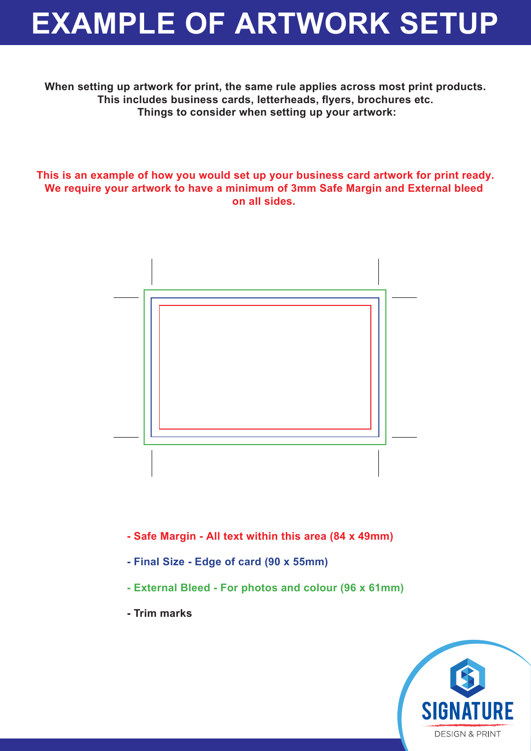# EXAMPLE OF ARTWORK SETUP

**When setting up artwork for print, the same rule applies across most print products.**
**This includes business cards, letterheads, flyers, brochures etc.**
**Things to consider when setting up your artwork:**

**This is an example of how you would set up your business card artwork for print ready.**
**We require your artwork to have a minimum of 3mm Safe Margin and External bleed on all sides.**

- **Safe Margin - All text within this area (84 x 49mm)**
- **Final Size - Edge of card (90 x 55mm)**
- **External Bleed - For photos and colour (96 x 61mm)**
- **Trim marks**

SIGNATURE
DESIGN & PRINT